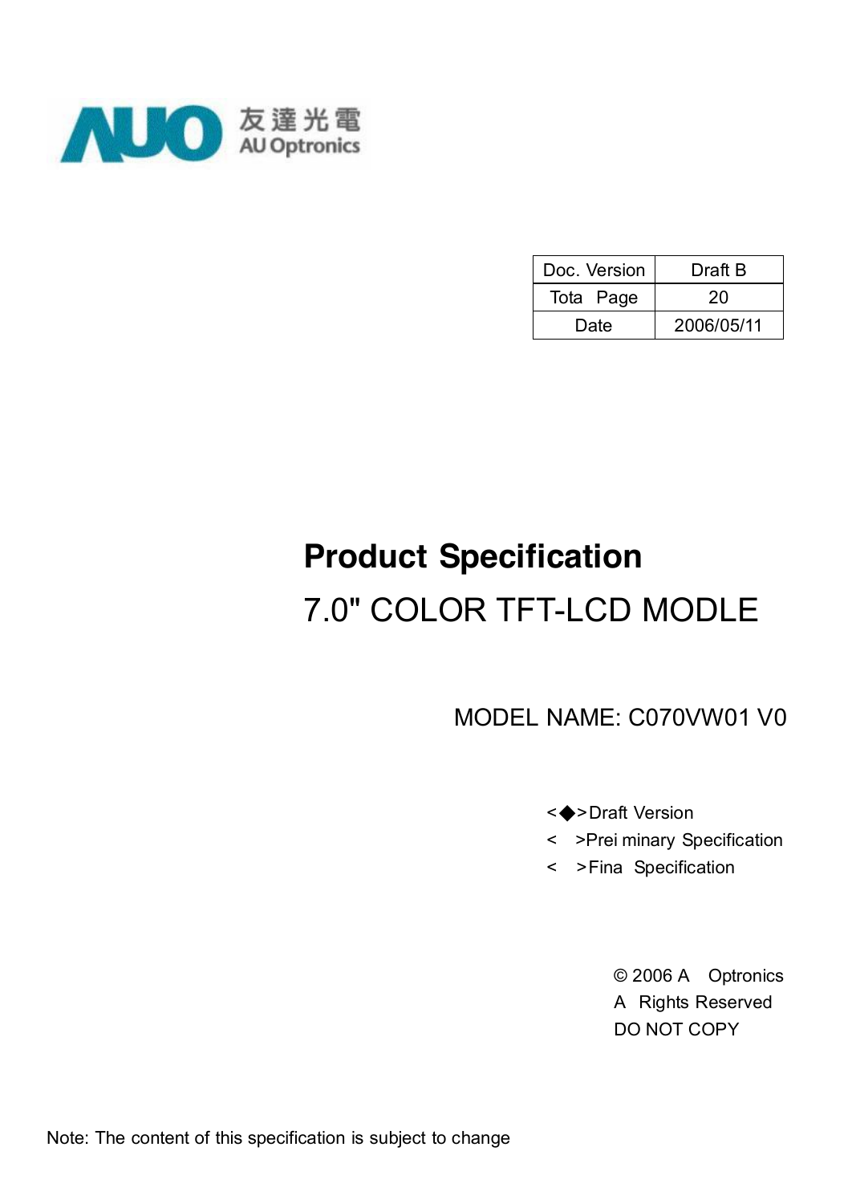友達光電
AU Optronics

| Doc. Version | Draft B |
| --- | --- |
| Tota Page | 20 |
| Date | 2006/05/11 |

# Product Specification

## 7.0" COLOR TFT-LCD MODLE

MODEL NAME: C070VW01 V0

<◆>Draft Version
< >Prei minary Specification
< >Fina Specification

© 2006 A Optronics
A Rights Reserved
DO NOT COPY

Note: The content of this specification is subject to change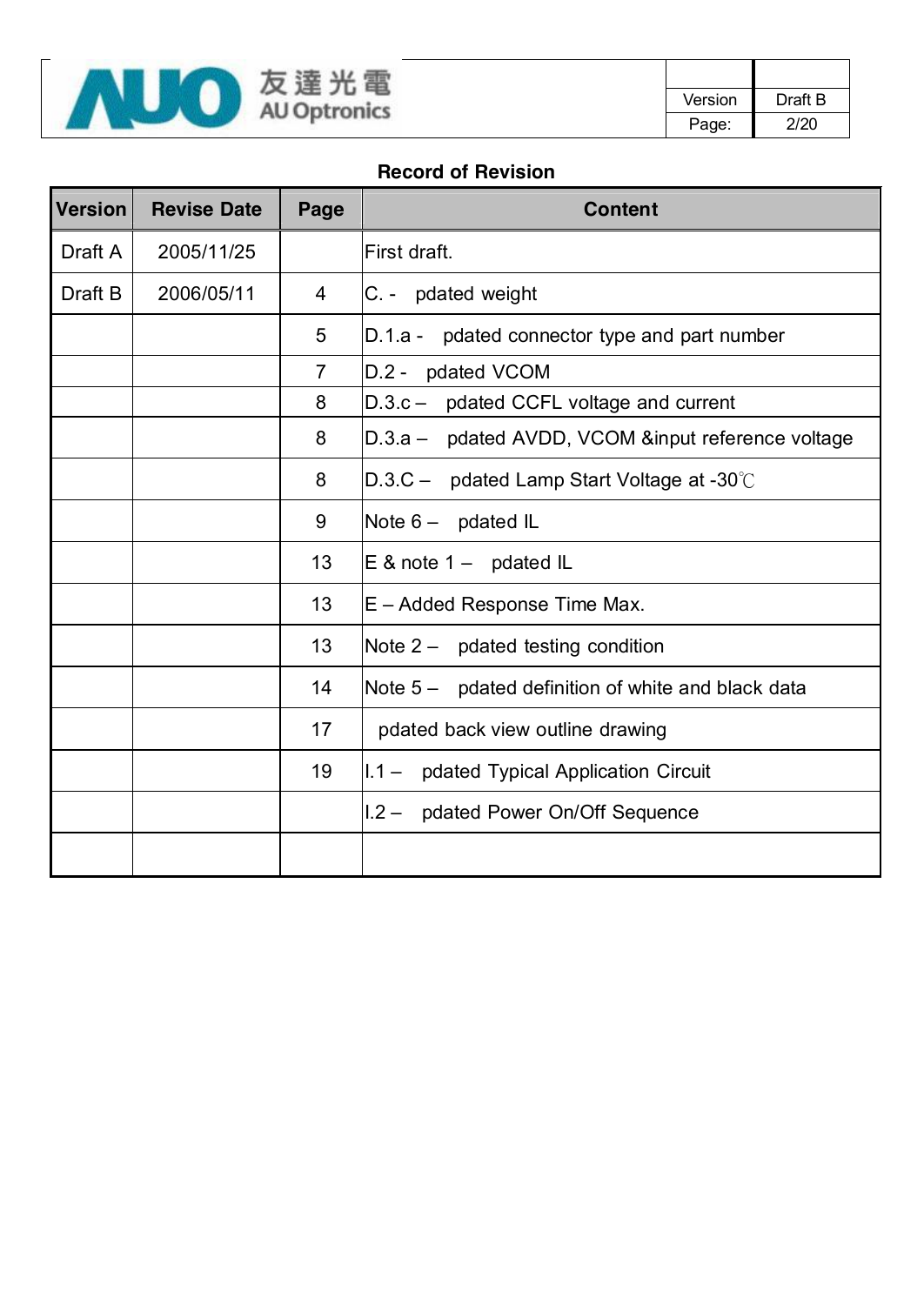## Record of Revision

| Version | Revise Date | Page | Content |
|---|---|---|---|
| Draft A | 2005/11/25 | | First draft. |
| Draft B | 2006/05/11 | 4 | C. -  pdated weight |
| | | 5 | D.1.a -  pdated connector type and part number |
| | | 7 | D.2 -  pdated VCOM |
| | | 8 | D.3.c –  pdated CCFL voltage and current |
| | | 8 | D.3.a –  pdated AVDD, VCOM &input reference voltage |
| | | 8 | D.3.C –  pdated Lamp Start Voltage at -30℃ |
| | | 9 | Note 6 –  pdated IL |
| | | 13 | E & note 1 –  pdated IL |
| | | 13 | E – Added Response Time Max. |
| | | 13 | Note 2 –  pdated testing condition |
| | | 14 | Note 5 –  pdated definition of white and black data |
| | | 17 | pdated back view outline drawing |
| | | 19 | I.1 –  pdated Typical Application Circuit |
| | | | I.2 –  pdated Power On/Off Sequence |
| | | | |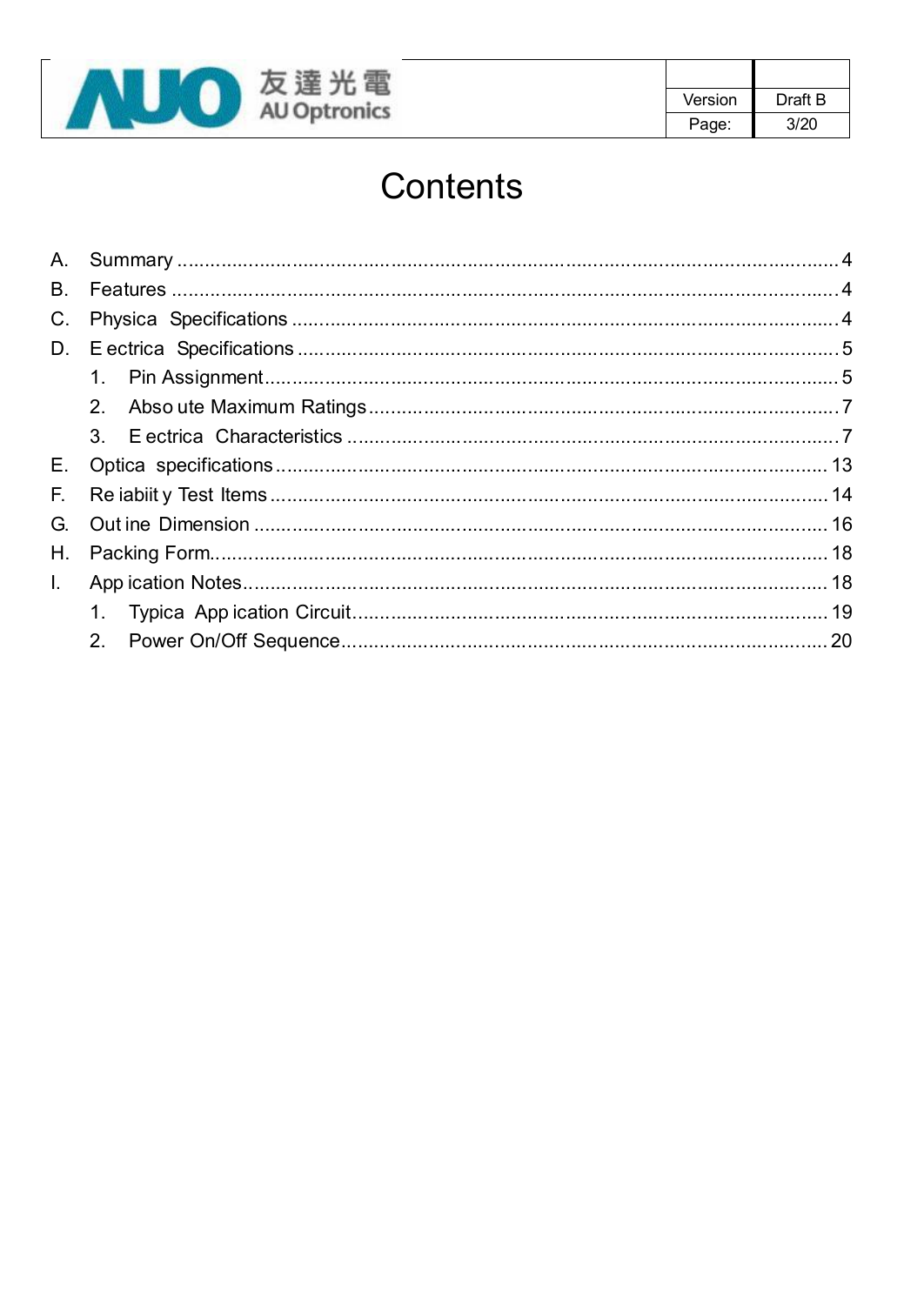# Contents

A. Summary ........................................................................................................ 4

B. Features ........................................................................................................ 4

C. Physica  Specifications .................................................................................... 4

D. E ectrica  Specifications ................................................................................... 5

   1. Pin Assignment .............................................................................................. 5

   2. Abso ute Maximum Ratings ............................................................................. 7

   3. E ectrica  Characteristics ................................................................................ 7

E. Optica  specifications ..................................................................................... 13

F. Re iabiit y Test Items ...................................................................................... 14

G. Out ine Dimension .......................................................................................... 16

H. Packing Form................................................................................................. 18

I. App ication Notes............................................................................................ 18

   1. Typica  App ication Circuit ............................................................................ 19

   2. Power On/Off Sequence ................................................................................ 20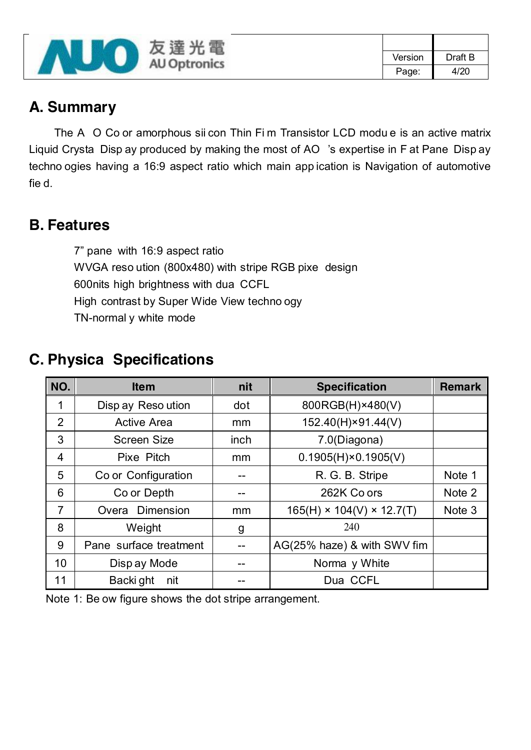## A. Summary

The A O Co or amorphous sii con Thin Fi m Transistor LCD modu e is an active matrix Liquid Crysta Disp ay produced by making the most of AO 's expertise in F at Pane Disp ay techno ogies having a 16:9 aspect ratio which main app ication is Navigation of automotive fie d.

## B. Features

7" pane with 16:9 aspect ratio
WVGA reso ution (800x480) with stripe RGB pixe design
600nits high brightness with dua CCFL
High contrast by Super Wide View techno ogy
TN-normal y white mode

## C. Physica Specifications

| NO. | Item | nit | Specification | Remark |
|---|---|---|---|---|
| 1 | Disp ay Reso ution | dot | 800RGB(H)×480(V) | |
| 2 | Active Area | mm | 152.40(H)×91.44(V) | |
| 3 | Screen Size | inch | 7.0(Diagona) | |
| 4 | Pixe Pitch | mm | 0.1905(H)×0.1905(V) | |
| 5 | Co or Configuration | -- | R. G. B. Stripe | Note 1 |
| 6 | Co or Depth | -- | 262K Co ors | Note 2 |
| 7 | Overa Dimension | mm | 165(H) × 104(V) × 12.7(T) | Note 3 |
| 8 | Weight | g | 240 | |
| 9 | Pane surface treatment | -- | AG(25% haze) & with SWV fim | |
| 10 | Disp ay Mode | -- | Norma y White | |
| 11 | Backi ght nit | -- | Dua CCFL | |

Note 1: Be ow figure shows the dot stripe arrangement.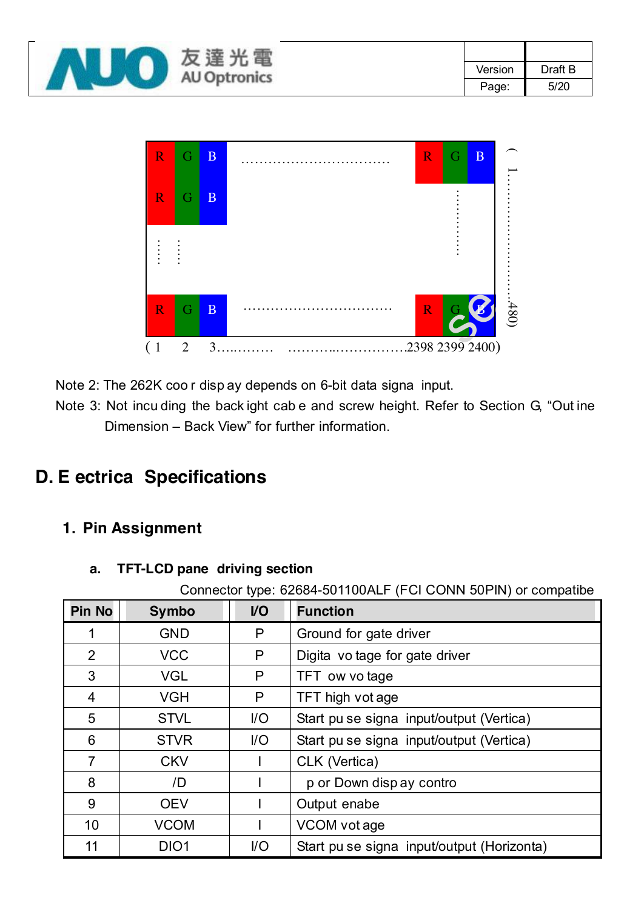Note 2: The 262K coo r disp ay depends on 6-bit data signa input.

Note 3: Not incu ding the back ight cab e and screw height. Refer to Section G, "Out ine Dimension – Back View" for further information.

# D. E ectrica Specifications

## 1. Pin Assignment

### a. TFT-LCD pane driving section

Connector type: 62684-501100ALF (FCI CONN 50PIN) or compatibe

| Pin No | Symbo | I/O | Function |
|---|---|---|---|
| 1 | GND | P | Ground for gate driver |
| 2 | VCC | P | Digita vo tage for gate driver |
| 3 | VGL | P | TFT ow vo tage |
| 4 | VGH | P | TFT high vot age |
| 5 | STVL | I/O | Start pu se signa input/output (Vertica) |
| 6 | STVR | I/O | Start pu se signa input/output (Vertica) |
| 7 | CKV | I | CLK (Vertica) |
| 8 | /D | I | p or Down disp ay contro |
| 9 | OEV | I | Output enabe |
| 10 | VCOM | I | VCOM vot age |
| 11 | DIO1 | I/O | Start pu se signa input/output (Horizonta) |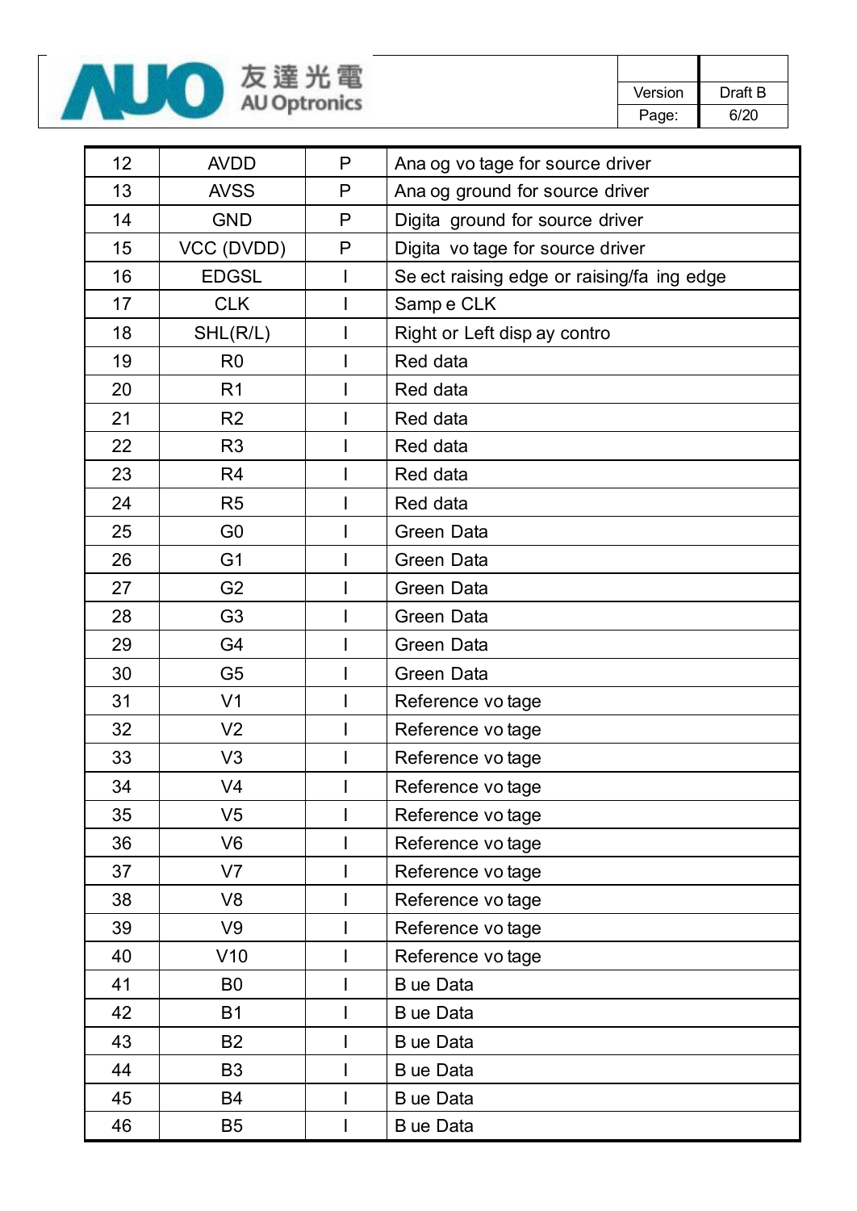| 12 | AVDD | P | Ana og vo tage for source driver |
|---|---|---|---|
| 13 | AVSS | P | Ana og ground for source driver |
| 14 | GND | P | Digita ground for source driver |
| 15 | VCC (DVDD) | P | Digita vo tage for source driver |
| 16 | EDGSL | I | Se ect raising edge or raising/fa ing edge |
| 17 | CLK | I | Samp e CLK |
| 18 | SHL(R/L) | I | Right or Left disp ay contro |
| 19 | R0 | I | Red data |
| 20 | R1 | I | Red data |
| 21 | R2 | I | Red data |
| 22 | R3 | I | Red data |
| 23 | R4 | I | Red data |
| 24 | R5 | I | Red data |
| 25 | G0 | I | Green Data |
| 26 | G1 | I | Green Data |
| 27 | G2 | I | Green Data |
| 28 | G3 | I | Green Data |
| 29 | G4 | I | Green Data |
| 30 | G5 | I | Green Data |
| 31 | V1 | I | Reference vo tage |
| 32 | V2 | I | Reference vo tage |
| 33 | V3 | I | Reference vo tage |
| 34 | V4 | I | Reference vo tage |
| 35 | V5 | I | Reference vo tage |
| 36 | V6 | I | Reference vo tage |
| 37 | V7 | I | Reference vo tage |
| 38 | V8 | I | Reference vo tage |
| 39 | V9 | I | Reference vo tage |
| 40 | V10 | I | Reference vo tage |
| 41 | B0 | I | B ue Data |
| 42 | B1 | I | B ue Data |
| 43 | B2 | I | B ue Data |
| 44 | B3 | I | B ue Data |
| 45 | B4 | I | B ue Data |
| 46 | B5 | I | B ue Data |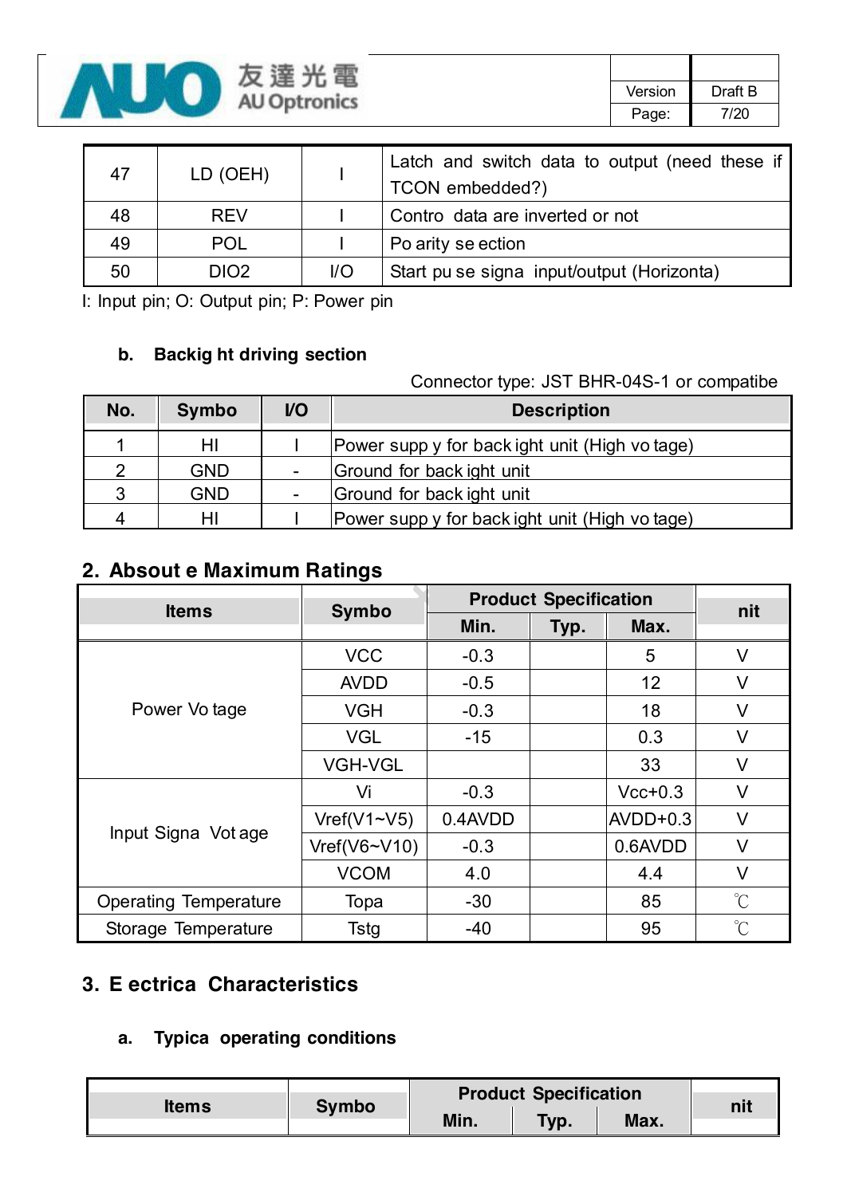| 47 | LD (OEH) | I | Latch and switch data to output (need these if TCON embedded?) |
|---|---|---|---|
| 48 | REV | I | Contro data are inverted or not |
| 49 | POL | I | Po arity se ection |
| 50 | DIO2 | I/O | Start pu se signa input/output (Horizonta) |

I: Input pin; O: Output pin; P: Power pin

### b. Backig ht driving section

Connector type: JST BHR-04S-1 or compatibe

| No. | Symbo | I/O | Description |
|---|---|---|---|
| 1 | HI | I | Power supp y for back ight unit (High vo tage) |
| 2 | GND | - | Ground for back ight unit |
| 3 | GND | - | Ground for back ight unit |
| 4 | HI | I | Power supp y for back ight unit (High vo tage) |

## 2. Absout e Maximum Ratings

| Items | Symbo | Product Specification | | | nit |
|---|---|---|---|---|---|
| | | Min. | Typ. | Max. | |
| Power Vo tage | VCC | -0.3 | | 5 | V |
| | AVDD | -0.5 | | 12 | V |
| | VGH | -0.3 | | 18 | V |
| | VGL | -15 | | 0.3 | V |
| | VGH-VGL | | | 33 | V |
| Input Signa Vot age | Vi | -0.3 | | Vcc+0.3 | V |
| | Vref(V1~V5) | 0.4AVDD | | AVDD+0.3 | V |
| | Vref(V6~V10) | -0.3 | | 0.6AVDD | V |
| | VCOM | 4.0 | | 4.4 | V |
| Operating Temperature | Topa | -30 | | 85 | ℃ |
| Storage Temperature | Tstg | -40 | | 95 | ℃ |

## 3. E ectrica Characteristics

### a. Typica operating conditions

| Items | Symbo | Product Specification | | | nit |
|---|---|---|---|---|---|
| | | Min. | Typ. | Max. | |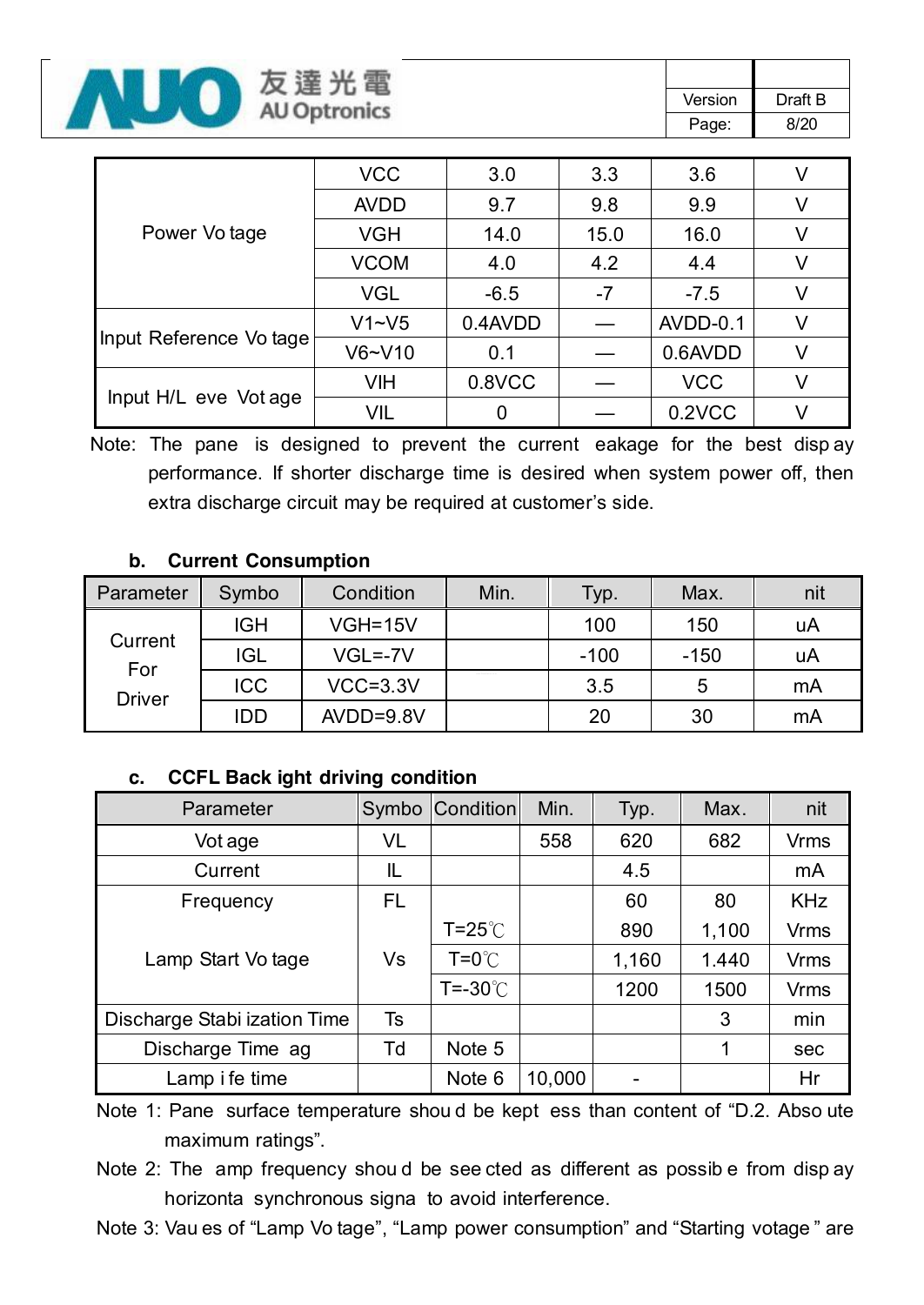| Power Vo tage | VCC | 3.0 | 3.3 | 3.6 | V |
|---|---|---|---|---|---|
| | AVDD | 9.7 | 9.8 | 9.9 | V |
| | VGH | 14.0 | 15.0 | 16.0 | V |
| | VCOM | 4.0 | 4.2 | 4.4 | V |
| | VGL | -6.5 | -7 | -7.5 | V |
| Input Reference Vo tage | V1~V5 | 0.4AVDD | — | AVDD-0.1 | V |
| | V6~V10 | 0.1 | — | 0.6AVDD | V |
| Input H/L eve Vot age | VIH | 0.8VCC | — | VCC | V |
| | VIL | 0 | — | 0.2VCC | V |

Note: The pane is designed to prevent the current eakage for the best disp ay performance. If shorter discharge time is desired when system power off, then extra discharge circuit may be required at customer's side.

**b. Current Consumption**

| Parameter | Symbo | Condition | Min. | Typ. | Max. | nit |
|---|---|---|---|---|---|---|
| Current For Driver | IGH | VGH=15V | | 100 | 150 | uA |
| | IGL | VGL=-7V | | -100 | -150 | uA |
| | ICC | VCC=3.3V | | 3.5 | 5 | mA |
| | IDD | AVDD=9.8V | | 20 | 30 | mA |

**c. CCFL Back ight driving condition**

| Parameter | Symbo | Condition | Min. | Typ. | Max. | nit |
|---|---|---|---|---|---|---|
| Vot age | VL | | 558 | 620 | 682 | Vrms |
| Current | IL | | | 4.5 | | mA |
| Frequency | FL | | | 60 | 80 | KHz |
| Lamp Start Vo tage | Vs | T=25℃ | | 890 | 1,100 | Vrms |
| | | T=0℃ | | 1,160 | 1.440 | Vrms |
| | | T=-30℃ | | 1200 | 1500 | Vrms |
| Discharge Stabi ization Time | Ts | | | | 3 | min |
| Discharge Time ag | Td | Note 5 | | | 1 | sec |
| Lamp i fe time | | Note 6 | 10,000 | - | | Hr |

Note 1: Pane surface temperature shou d be kept ess than content of "D.2. Abso ute maximum ratings".

Note 2: The amp frequency shou d be see cted as different as possib e from disp ay horizonta synchronous signa to avoid interference.

Note 3: Vau es of "Lamp Vo tage", "Lamp power consumption" and "Starting votage " are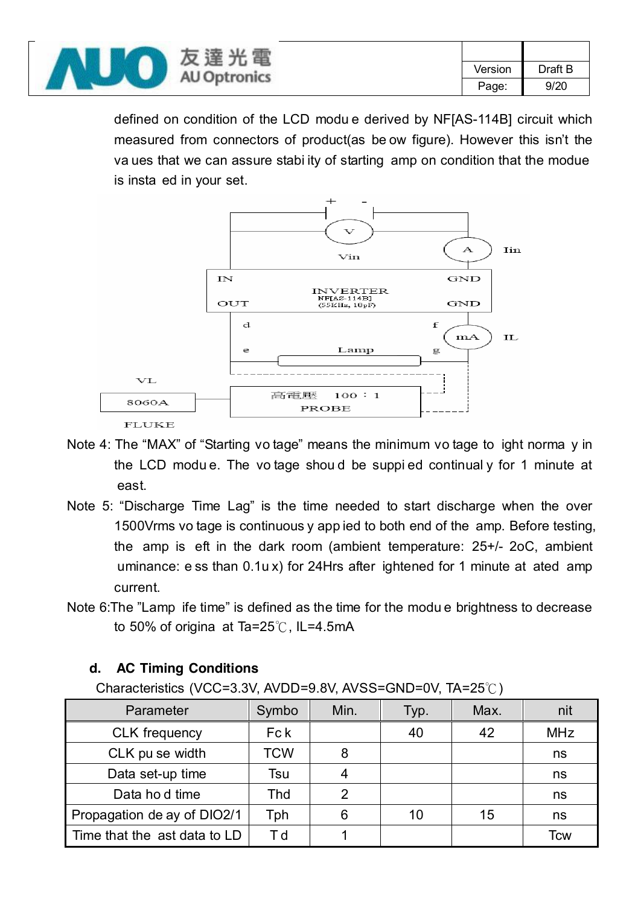defined on condition of the LCD modu e derived by NF[AS-114B] circuit which measured from connectors of product(as be ow figure). However this isn't the va ues that we can assure stabi ity of starting amp on condition that the modue is insta ed in your set.

Note 4: The "MAX" of "Starting vo tage" means the minimum vo tage to ight norma y in the LCD modu e. The vo tage shou d be suppi ed continual y for 1 minute at east.

Note 5: "Discharge Time Lag" is the time needed to start discharge when the over 1500Vrms vo tage is continuous y app ied to both end of the amp. Before testing, the amp is eft in the dark room (ambient temperature: 25+/- 2oC, ambient uminance: e ss than 0.1u x) for 24Hrs after ightened for 1 minute at ated amp current.

Note 6:The "Lamp ife time" is defined as the time for the modu e brightness to decrease to 50% of origina at Ta=25℃, IL=4.5mA

**d. AC Timing Conditions**

Characteristics (VCC=3.3V, AVDD=9.8V, AVSS=GND=0V, TA=25℃)

| Parameter | Symbo | Min. | Typ. | Max. | nit |
|---|---|---|---|---|---|
| CLK frequency | Fc k | | 40 | 42 | MHz |
| CLK pu se width | TCW | 8 | | | ns |
| Data set-up time | Tsu | 4 | | | ns |
| Data ho d time | Thd | 2 | | | ns |
| Propagation de ay of DIO2/1 | Tph | 6 | 10 | 15 | ns |
| Time that the ast data to LD | T d | 1 | | | Tcw |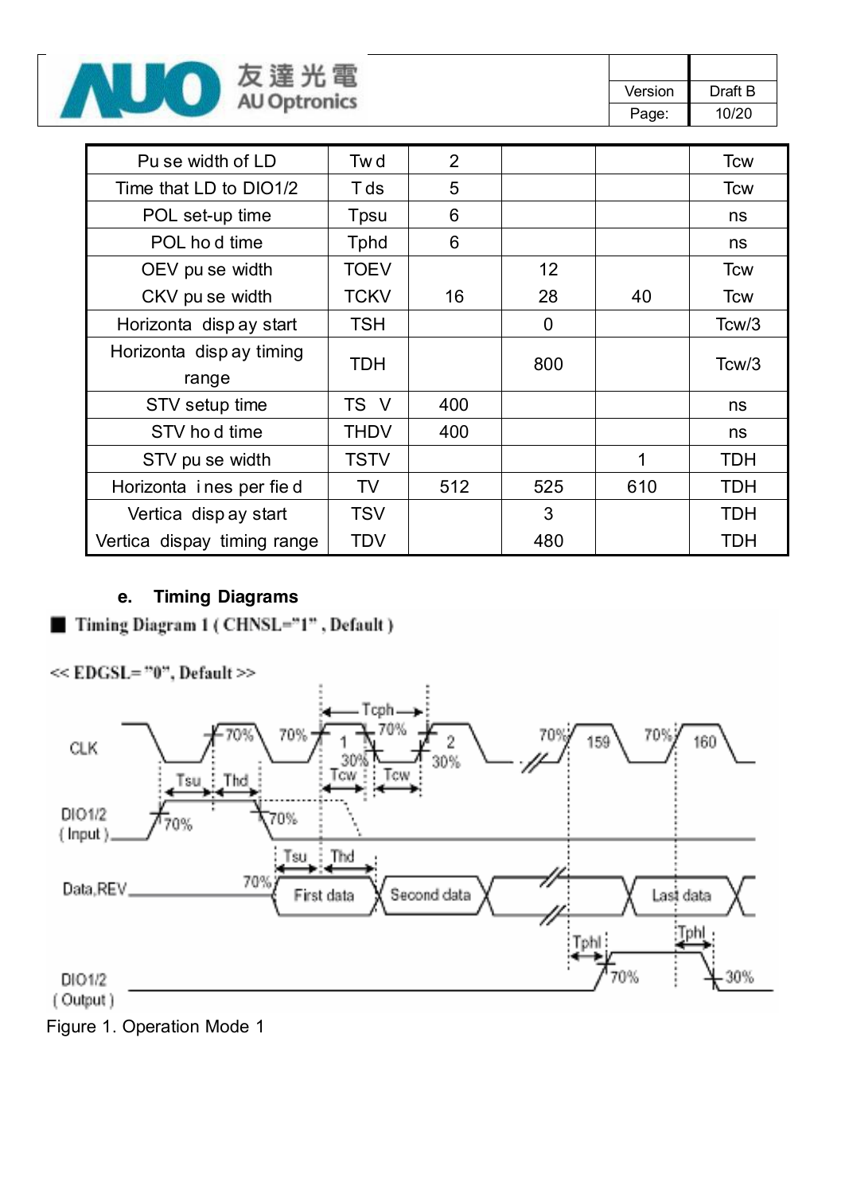| Pu se width of LD | Tw d | 2 | | | Tcw |
|---|---|---|---|---|---|
| Time that LD to DIO1/2 | T ds | 5 | | | Tcw |
| POL set-up time | Tpsu | 6 | | | ns |
| POL ho d time | Tphd | 6 | | | ns |
| OEV pu se width | TOEV | | 12 | | Tcw |
| CKV pu se width | TCKV | 16 | 28 | 40 | Tcw |
| Horizonta disp ay start | TSH | | 0 | | Tcw/3 |
| Horizonta disp ay timing range | TDH | | 800 | | Tcw/3 |
| STV setup time | TS V | 400 | | | ns |
| STV ho d time | THDV | 400 | | | ns |
| STV pu se width | TSTV | | | 1 | TDH |
| Horizonta i nes per fie d | TV | 512 | 525 | 610 | TDH |
| Vertica disp ay start | TSV | | 3 | | TDH |
| Vertica dispay timing range | TDV | | 480 | | TDH |

## e. Timing Diagrams

■ Timing Diagram 1 ( CHNSL="1" , Default )

<< EDGSL= "0", Default >>

Figure 1. Operation Mode 1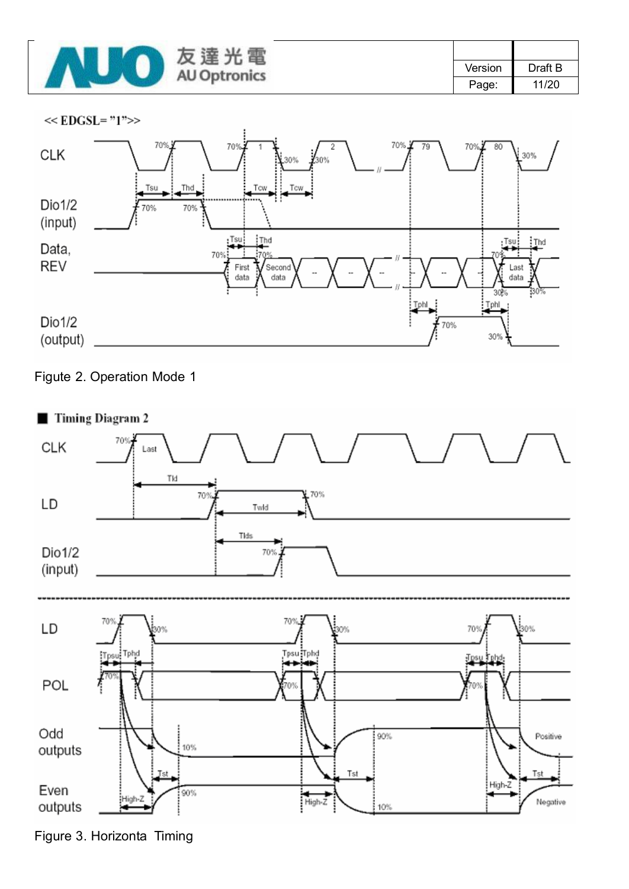<< EDGSL= "1">>

Figute 2. Operation Mode 1

■ **Timing Diagram 2**

Figure 3. Horizonta Timing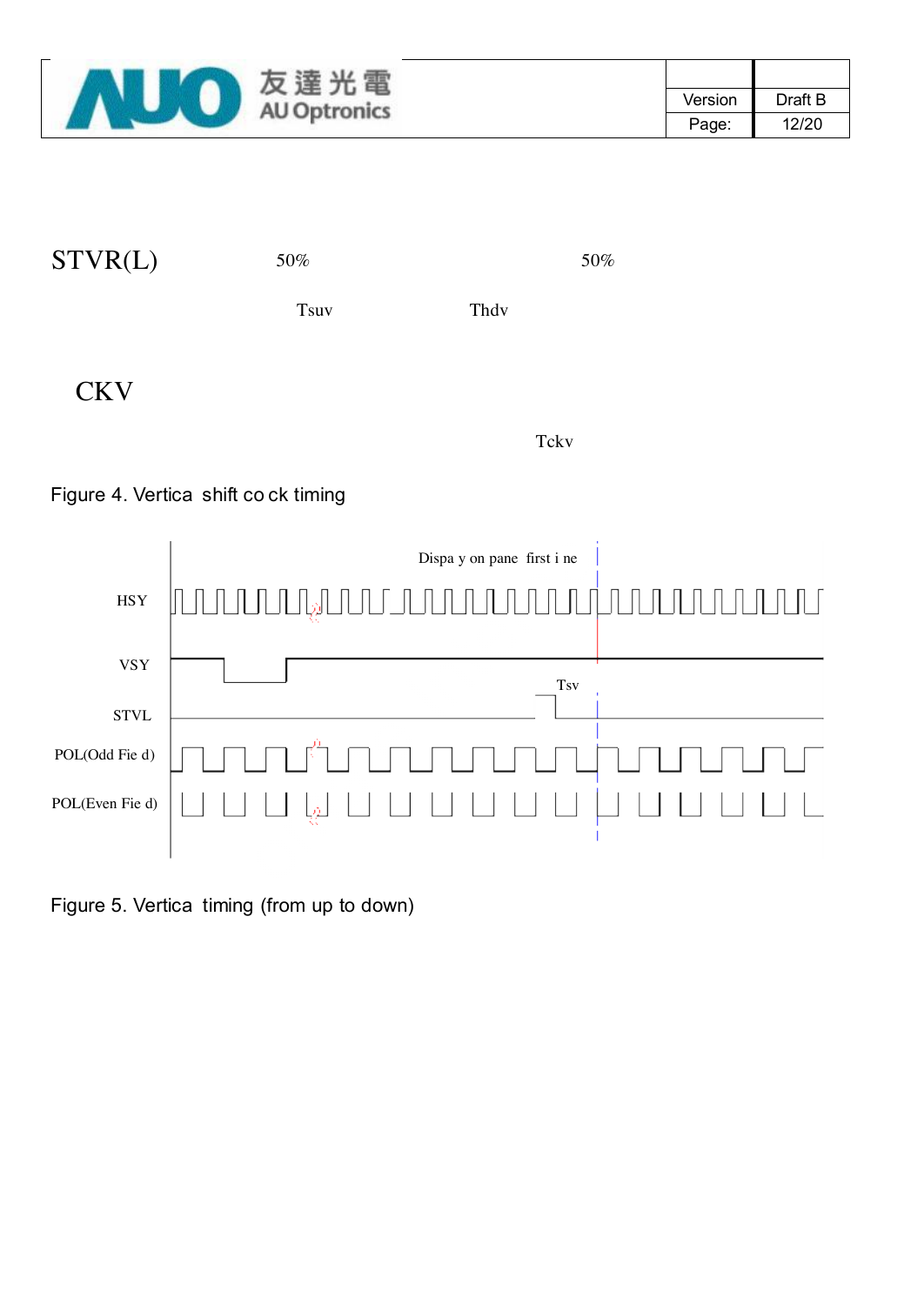STVR(L)

50%

50%

Tsuv

Thdv

CKV

Tckv

Figure 4. Vertica shift co ck timing

Dispa y on pane first i ne

HSY

VSY

Tsv

STVL

POL(Odd Fie d)

POL(Even Fie d)

Figure 5. Vertica timing (from up to down)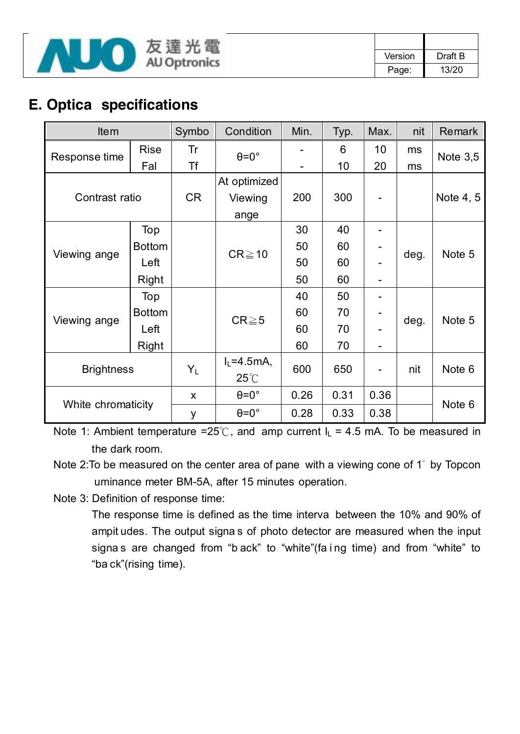## E. Optica specifications

| Item | | Symbo | Condition | Min. | Typ. | Max. | nit | Remark |
|---|---|---|---|---|---|---|---|---|
| Response time | Rise | Tr | θ=0° | - | 6 | 10 | ms | Note 3,5 |
| | Fal | Tf | | - | 10 | 20 | ms | |
| Contrast ratio | | CR | At optimized Viewing ange | 200 | 300 | - | | Note 4, 5 |
| Viewing ange | Top | | CR≧10 | 30 | 40 | - | deg. | Note 5 |
| | Bottom | | | 50 | 60 | - | | |
| | Left | | | 50 | 60 | - | | |
| | Right | | | 50 | 60 | - | | |
| Viewing ange | Top | | CR≧5 | 40 | 50 | - | deg. | Note 5 |
| | Bottom | | | 60 | 70 | - | | |
| | Left | | | 60 | 70 | - | | |
| | Right | | | 60 | 70 | - | | |
| Brightness | | $Y_L$ | $I_L$=4.5mA, 25℃ | 600 | 650 | - | nit | Note 6 |
| White chromaticity | | x | θ=0° | 0.26 | 0.31 | 0.36 | | Note 6 |
| | | y | θ=0° | 0.28 | 0.33 | 0.38 | | |

Note 1: Ambient temperature =25℃, and amp current $I_L$ = 4.5 mA. To be measured in the dark room.

Note 2:To be measured on the center area of pane with a viewing cone of 1° by Topcon uminance meter BM-5A, after 15 minutes operation.

Note 3: Definition of response time:

The response time is defined as the time interva between the 10% and 90% of ampit udes. The output signa s of photo detector are measured when the input signa s are changed from "b ack" to "white"(fa i ng time) and from "white" to "ba ck"(rising time).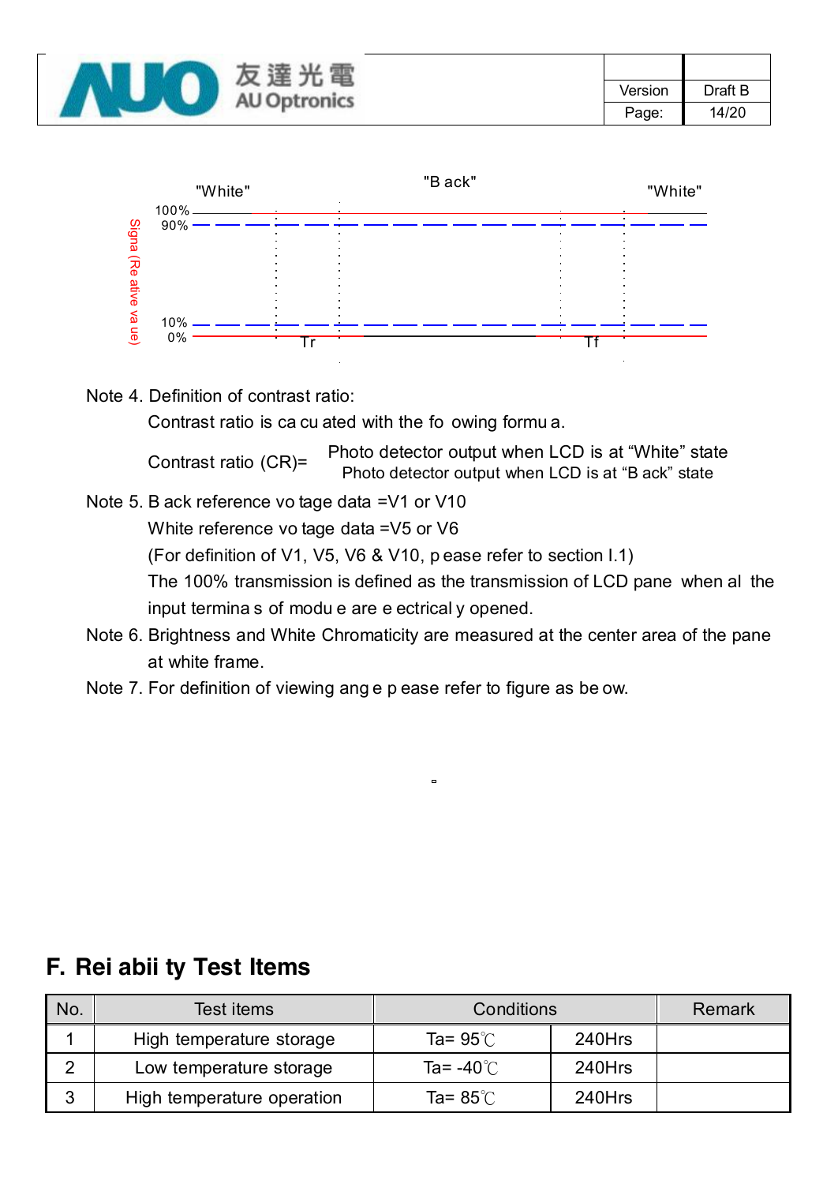"White" "Black" "White"

100%
90%

10%
0%

Signal (Relative value)

Tr Tf

Note 4. Definition of contrast ratio:

Contrast ratio is calculated with the following formula.

$$\text{Contrast ratio (CR)} = \frac{\text{Photo detector output when LCD is at "White" state}}{\text{Photo detector output when LCD is at "Black" state}}$$

Note 5. Black reference voltage data =V1 or V10

White reference voltage data =V5 or V6

(For definition of V1, V5, V6 & V10, please refer to section I.1)

The 100% transmission is defined as the transmission of LCD panel when all the input terminals of module are electrically opened.

Note 6. Brightness and White Chromaticity are measured at the center area of the panel at white frame.

Note 7. For definition of viewing angle please refer to figure as below.

## F. Reliability Test Items

| No. | Test items | Conditions | | Remark |
|---|---|---|---|---|
| 1 | High temperature storage | Ta= 95℃ | 240Hrs | |
| 2 | Low temperature storage | Ta= -40℃ | 240Hrs | |
| 3 | High temperature operation | Ta= 85℃ | 240Hrs | |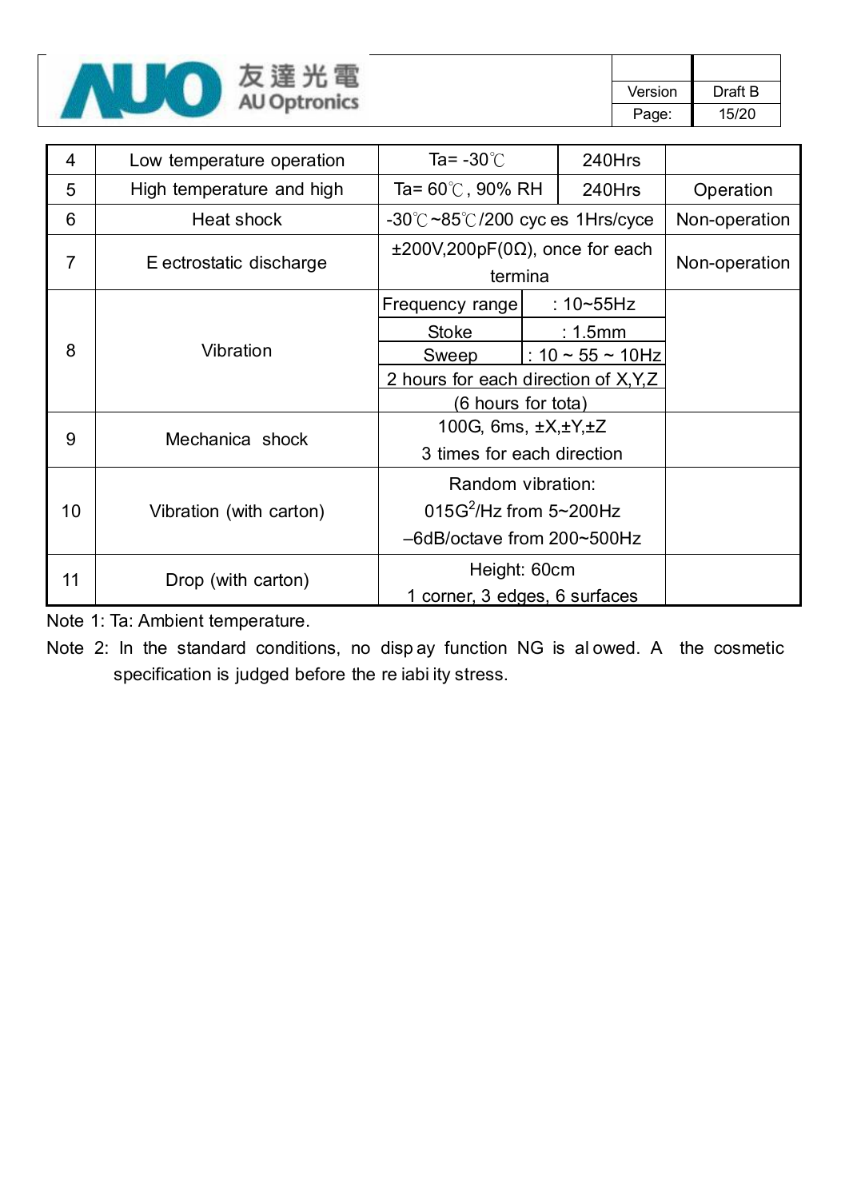| 4 | Low temperature operation | Ta= -30℃ | 240Hrs | |
|---|---|---|---|---|
| 5 | High temperature and high | Ta= 60℃, 90% RH | 240Hrs | Operation |
| 6 | Heat shock | -30℃~85℃/200 cyc es 1Hrs/cyce | | Non-operation |
| 7 | E ectrostatic discharge | ±200V,200pF(0Ω), once for each termina | | Non-operation |
| 8 | Vibration | Frequency range : 10~55Hz<br>Stoke : 1.5mm<br>Sweep : 10 ~ 55 ~ 10Hz<br>2 hours for each direction of X,Y,Z<br>(6 hours for tota) | | |
| 9 | Mechanica shock | 100G, 6ms, ±X,±Y,±Z<br>3 times for each direction | | |
| 10 | Vibration (with carton) | Random vibration:<br>015G$^2$/Hz from 5~200Hz<br>–6dB/octave from 200~500Hz | | |
| 11 | Drop (with carton) | Height: 60cm<br>1 corner, 3 edges, 6 surfaces | | |

Note 1: Ta: Ambient temperature.

Note 2: In the standard conditions, no disp ay function NG is al owed. A the cosmetic specification is judged before the re iabi ity stress.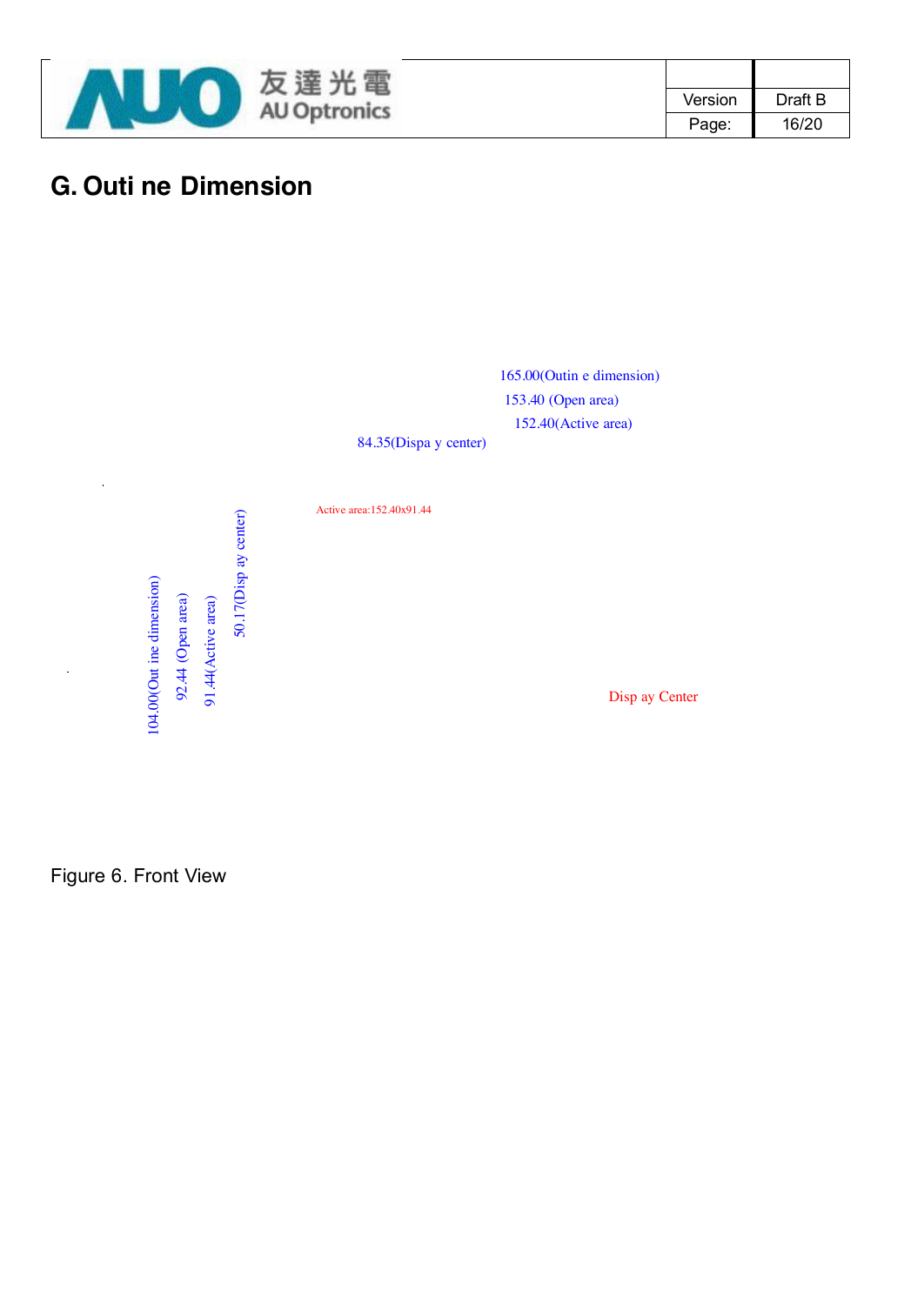## G. Outi ne Dimension

165.00(Outin e dimension)

153.40 (Open area)

152.40(Active area)

84.35(Dispa y center)

Active area:152.40x91.44

104.00(Out ine dimension)

92.44 (Open area)

91.44(Active area)

50.17(Disp ay center)

Disp ay Center

Figure 6. Front View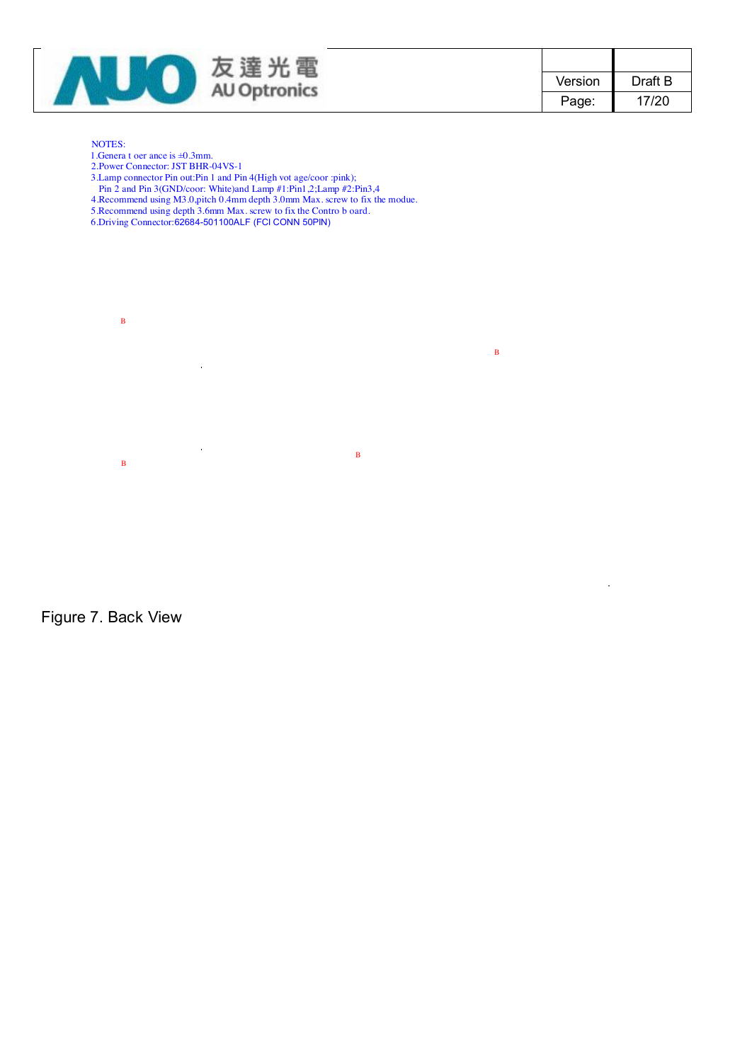NOTES:
1.Genera t oer ance is ±0.3mm.
2.Power Connector: JST BHR-04VS-1
3.Lamp connector Pin out:Pin 1 and Pin 4(High vot age/coor :pink);
Pin 2 and Pin 3(GND/coor: White)and Lamp #1:Pin1,2;Lamp #2:Pin3,4
4.Recommend using M3.0,pitch 0.4mm depth 3.0mm Max. screw to fix the modue.
5.Recommend using depth 3.6mm Max. screw to fix the Contro b oard.
6.Driving Connector:62684-501100ALF (FCI CONN 50PIN)

B

B

B

B

Figure 7. Back View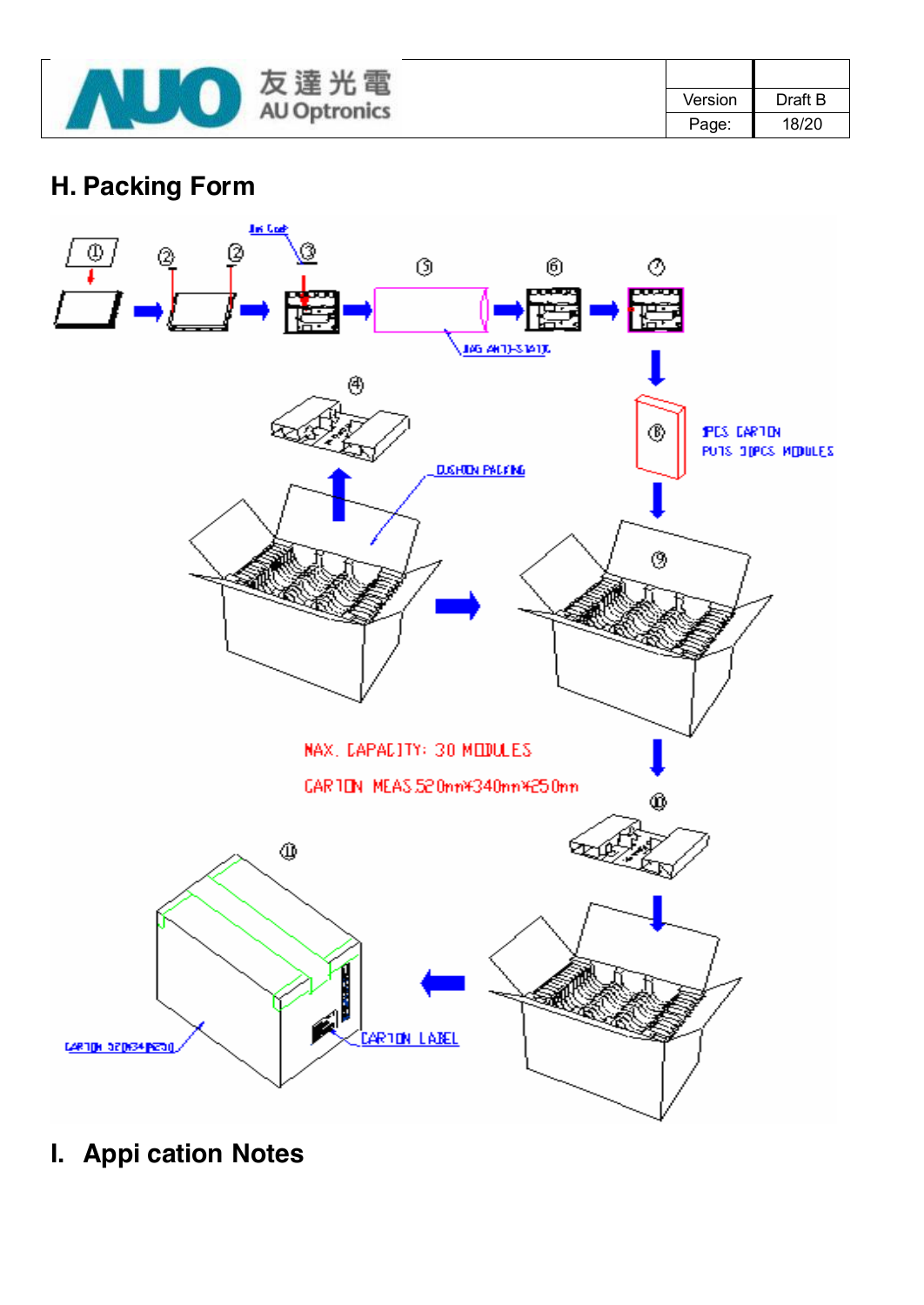## H. Packing Form

MAX. CAPACITY: 30 MODULES

CARTON MEAS 520mm*340mm*250mm

1PCS CARTON PUTS 30PCS MODULES

BAG ANTI-STATIC

CUSHION PACKING

CARTON LABEL

## I. Appi cation Notes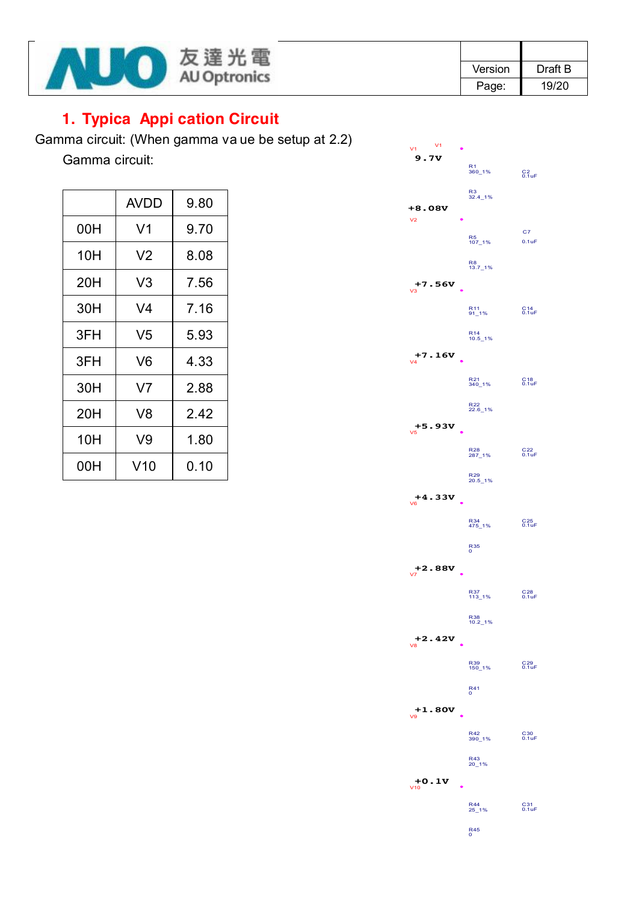## 1. Typica  Appi cation Circuit

Gamma circuit: (When gamma va ue be setup at 2.2)

Gamma circuit:

| | AVDD | 9.80 |
|---|---|---|
| 00H | V1 | 9.70 |
| 10H | V2 | 8.08 |
| 20H | V3 | 7.56 |
| 30H | V4 | 7.16 |
| 3FH | V5 | 5.93 |
| 3FH | V6 | 4.33 |
| 30H | V7 | 2.88 |
| 20H | V8 | 2.42 |
| 10H | V9 | 1.80 |
| 00H | V10 | 0.10 |

V1 V1 9.7V
R1 360_1%  C2 0.1uF
R3 32.4_1%
+8.08V V2
R5 107_1%  C7 0.1uF
R8 13.7_1%
+7.56V V3
R11 91_1%  C14 0.1uF
R14 10.5_1%
+7.16V V4
R21 340_1%  C18 0.1uF
R22 22.6_1%
+5.93V V5
R28 287_1%  C22 0.1uF
R29 20.5_1%
+4.33V V6
R34 475_1%  C25 0.1uF
R35 0
+2.88V V7
R37 113_1%  C28 0.1uF
R38 10.2_1%
+2.42V V8
R39 150_1%  C29 0.1uF
R41 0
+1.80V V9
R42 390_1%  C30 0.1uF
R43 20_1%
+0.1V V10
R44 25_1%  C31 0.1uF
R45 0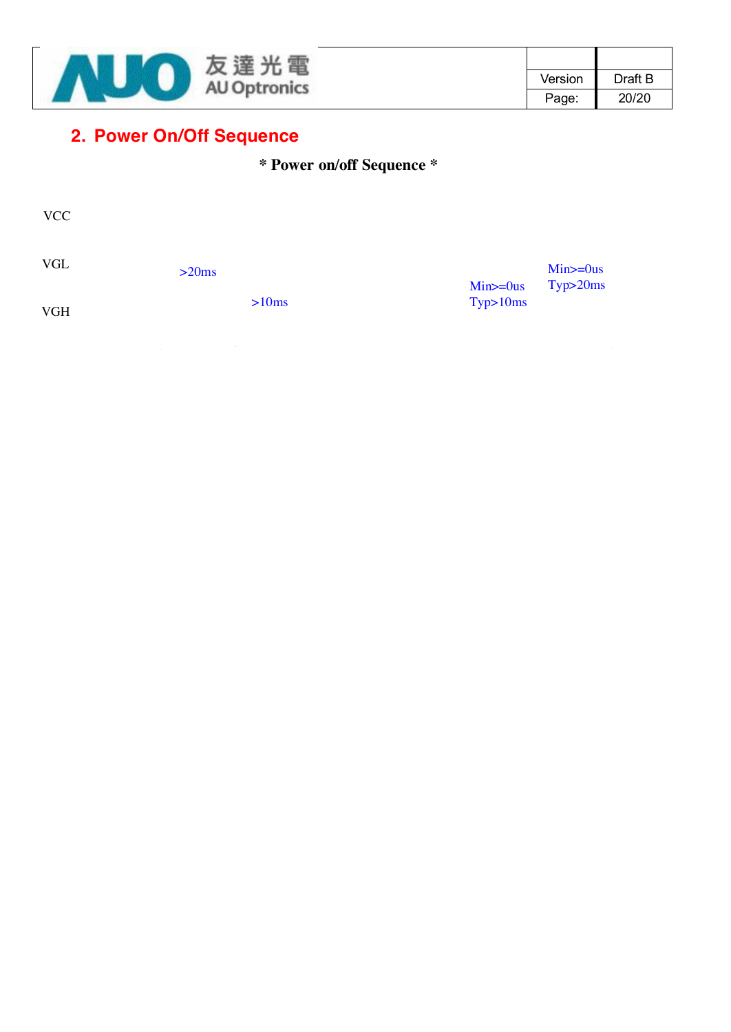## 2. Power On/Off Sequence

**\* Power on/off Sequence \***

VCC

VGL

VGH

>20ms

>10ms

Min>=0us
Typ>10ms

Min>=0us
Typ>20ms